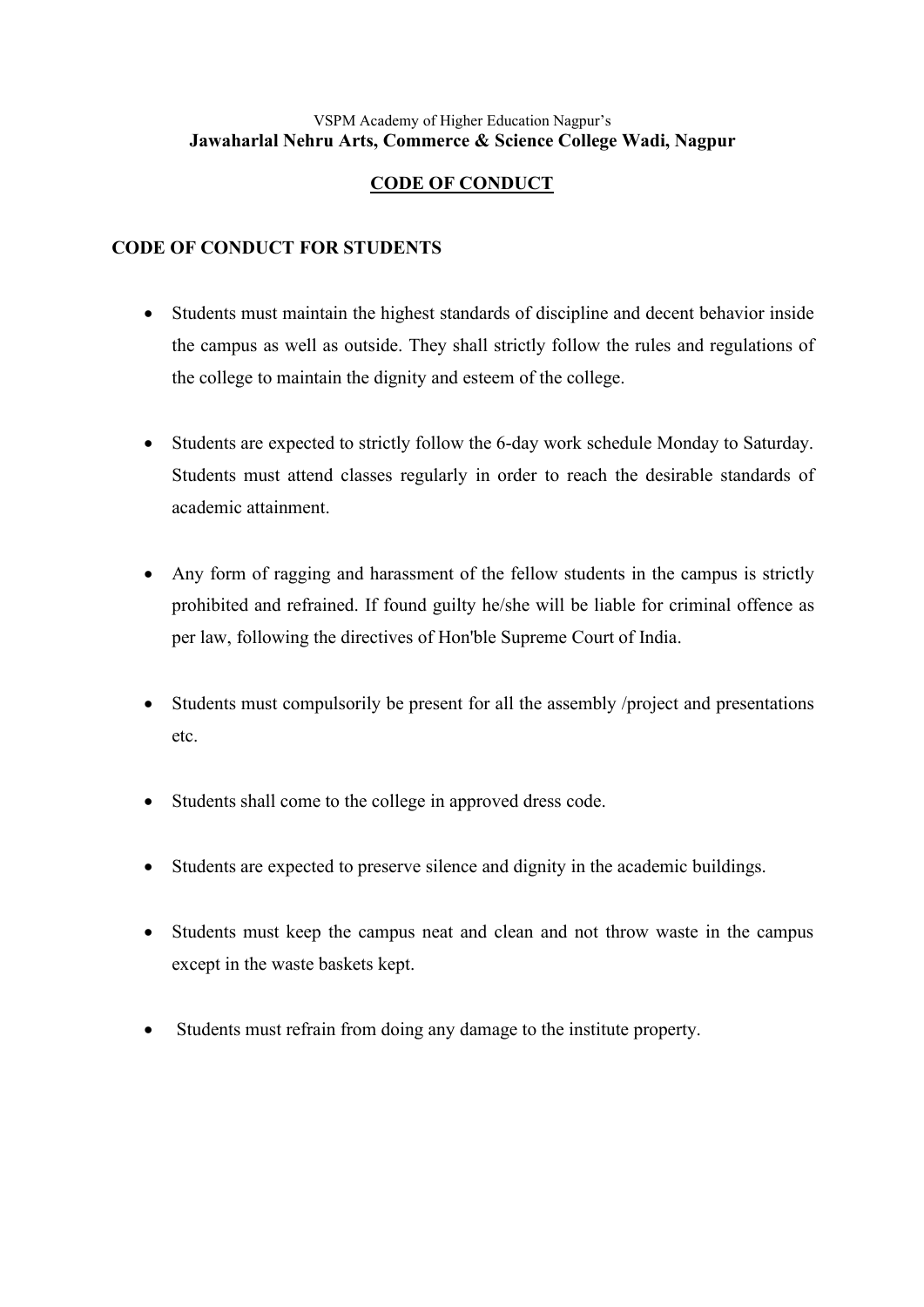VSPM Academy of Higher Education Nagpur's

**Jawaharlal Nehru Arts, Commerce & Science College Wadi, Nagpur**

# CODE OF CONDUCT

## CODE OF CONDUCT FOR STUDENTS

- Students must maintain the highest standards of discipline and decent behavior inside the campus as well as outside. They shall strictly follow the rules and regulations of the college to maintain the dignity and esteem of the college.

- Students are expected to strictly follow the 6-day work schedule Monday to Saturday. Students must attend classes regularly in order to reach the desirable standards of academic attainment.

- Any form of ragging and harassment of the fellow students in the campus is strictly prohibited and refrained. If found guilty he/she will be liable for criminal offence as per law, following the directives of Hon'ble Supreme Court of India.

- Students must compulsorily be present for all the assembly /project and presentations etc.

- Students shall come to the college in approved dress code.

- Students are expected to preserve silence and dignity in the academic buildings.

- Students must keep the campus neat and clean and not throw waste in the campus except in the waste baskets kept.

- Students must refrain from doing any damage to the institute property.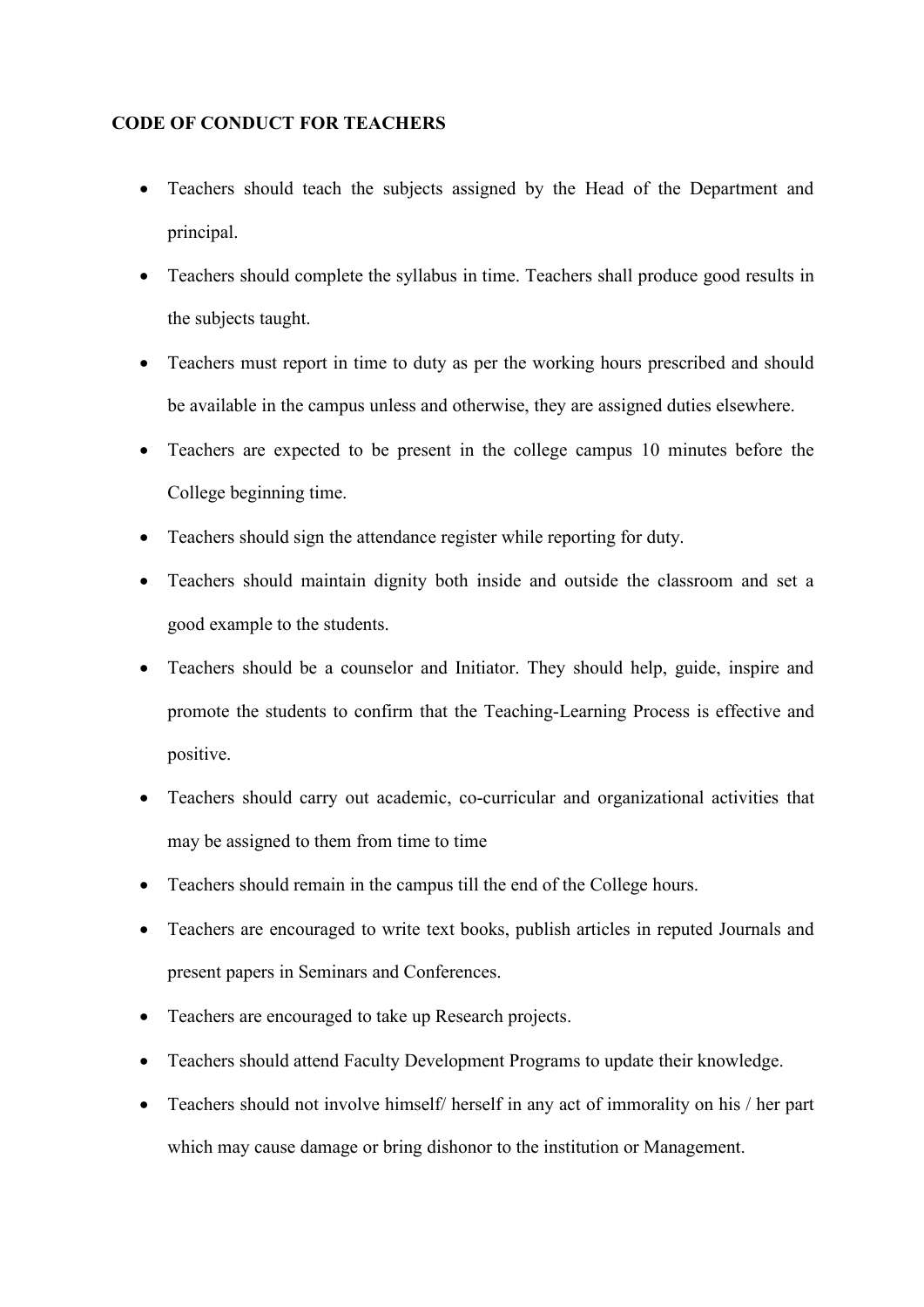**CODE OF CONDUCT FOR TEACHERS**

- Teachers should teach the subjects assigned by the Head of the Department and principal.
- Teachers should complete the syllabus in time. Teachers shall produce good results in the subjects taught.
- Teachers must report in time to duty as per the working hours prescribed and should be available in the campus unless and otherwise, they are assigned duties elsewhere.
- Teachers are expected to be present in the college campus 10 minutes before the College beginning time.
- Teachers should sign the attendance register while reporting for duty.
- Teachers should maintain dignity both inside and outside the classroom and set a good example to the students.
- Teachers should be a counselor and Initiator. They should help, guide, inspire and promote the students to confirm that the Teaching-Learning Process is effective and positive.
- Teachers should carry out academic, co-curricular and organizational activities that may be assigned to them from time to time
- Teachers should remain in the campus till the end of the College hours.
- Teachers are encouraged to write text books, publish articles in reputed Journals and present papers in Seminars and Conferences.
- Teachers are encouraged to take up Research projects.
- Teachers should attend Faculty Development Programs to update their knowledge.
- Teachers should not involve himself/ herself in any act of immorality on his / her part which may cause damage or bring dishonor to the institution or Management.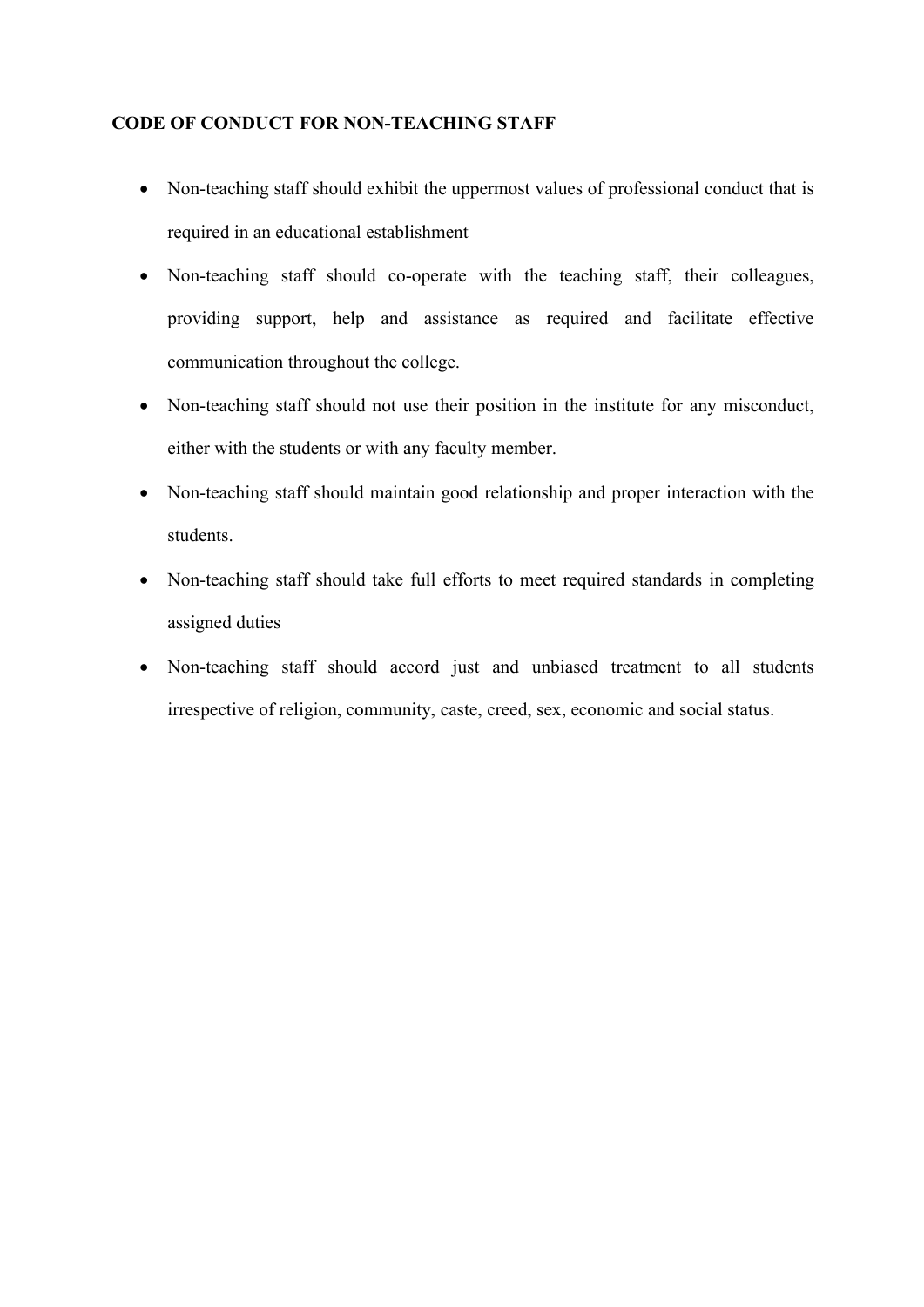**CODE OF CONDUCT FOR NON-TEACHING STAFF**

- Non-teaching staff should exhibit the uppermost values of professional conduct that is required in an educational establishment
- Non-teaching staff should co-operate with the teaching staff, their colleagues, providing support, help and assistance as required and facilitate effective communication throughout the college.
- Non-teaching staff should not use their position in the institute for any misconduct, either with the students or with any faculty member.
- Non-teaching staff should maintain good relationship and proper interaction with the students.
- Non-teaching staff should take full efforts to meet required standards in completing assigned duties
- Non-teaching staff should accord just and unbiased treatment to all students irrespective of religion, community, caste, creed, sex, economic and social status.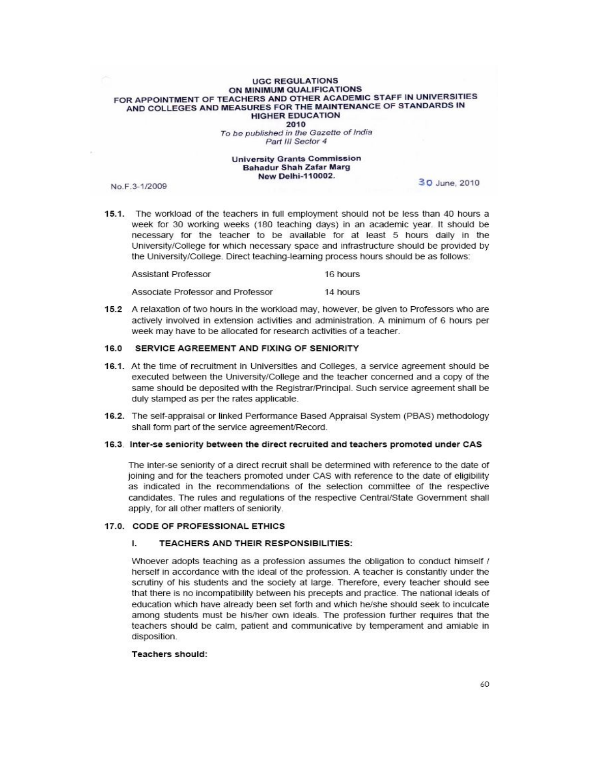**UGC REGULATIONS**
**ON MINIMUM QUALIFICATIONS**
**FOR APPOINTMENT OF TEACHERS AND OTHER ACADEMIC STAFF IN UNIVERSITIES AND COLLEGES AND MEASURES FOR THE MAINTENANCE OF STANDARDS IN HIGHER EDUCATION**
**2010**

*To be published in the Gazette of India*
*Part III Sector 4*

**University Grants Commission**
**Bahadur Shah Zafar Marg**
**New Delhi-110002.**

No.F.3-1/2009 30 June, 2010

**15.1.** The workload of the teachers in full employment should not be less than 40 hours a week for 30 working weeks (180 teaching days) in an academic year. It should be necessary for the teacher to be available for at least 5 hours daily in the University/College for which necessary space and infrastructure should be provided by the University/College. Direct teaching-learning process hours should be as follows:

| | |
|---|---|
| Assistant Professor | 16 hours |
| Associate Professor and Professor | 14 hours |

**15.2** A relaxation of two hours in the workload may, however, be given to Professors who are actively involved in extension activities and administration. A minimum of 6 hours per week may have to be allocated for research activities of a teacher.

## 16.0 SERVICE AGREEMENT AND FIXING OF SENIORITY

**16.1.** At the time of recruitment in Universities and Colleges, a service agreement should be executed between the University/College and the teacher concerned and a copy of the same should be deposited with the Registrar/Principal. Such service agreement shall be duly stamped as per the rates applicable.

**16.2.** The self-appraisal or linked Performance Based Appraisal System (PBAS) methodology shall form part of the service agreement/Record.

### 16.3. Inter-se seniority between the direct recruited and teachers promoted under CAS

The inter-se seniority of a direct recruit shall be determined with reference to the date of joining and for the teachers promoted under CAS with reference to the date of eligibility as indicated in the recommendations of the selection committee of the respective candidates. The rules and regulations of the respective Central/State Government shall apply, for all other matters of seniority.

## 17.0. CODE OF PROFESSIONAL ETHICS

### I. TEACHERS AND THEIR RESPONSIBILITIES:

Whoever adopts teaching as a profession assumes the obligation to conduct himself / herself in accordance with the ideal of the profession. A teacher is constantly under the scrutiny of his students and the society at large. Therefore, every teacher should see that there is no incompatibility between his precepts and practice. The national ideals of education which have already been set forth and which he/she should seek to inculcate among students must be his/her own ideals. The profession further requires that the teachers should be calm, patient and communicative by temperament and amiable in disposition.

**Teachers should:**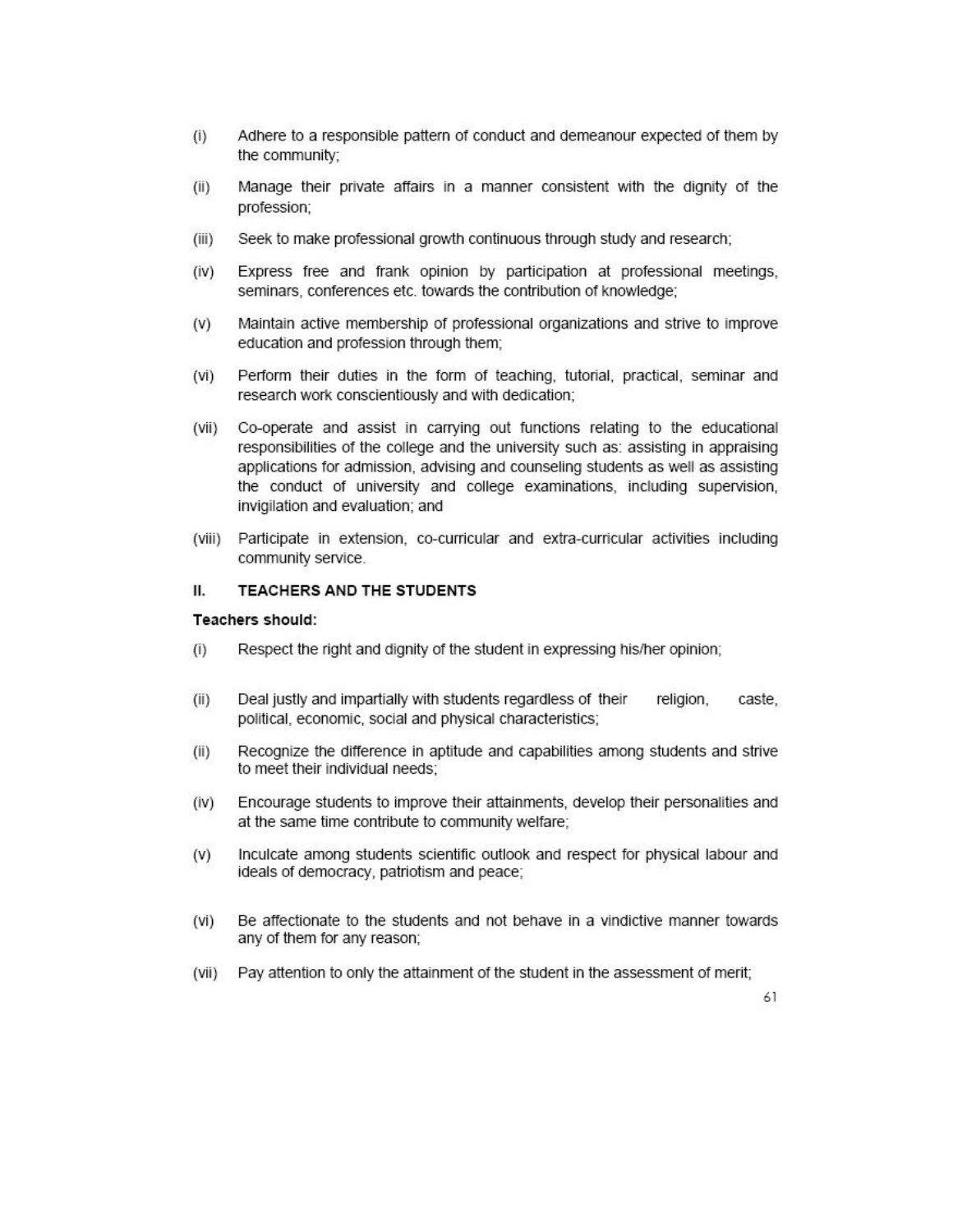(i) Adhere to a responsible pattern of conduct and demeanour expected of them by the community;

(ii) Manage their private affairs in a manner consistent with the dignity of the profession;

(iii) Seek to make professional growth continuous through study and research;

(iv) Express free and frank opinion by participation at professional meetings, seminars, conferences etc. towards the contribution of knowledge;

(v) Maintain active membership of professional organizations and strive to improve education and profession through them;

(vi) Perform their duties in the form of teaching, tutorial, practical, seminar and research work conscientiously and with dedication;

(vii) Co-operate and assist in carrying out functions relating to the educational responsibilities of the college and the university such as: assisting in appraising applications for admission, advising and counseling students as well as assisting the conduct of university and college examinations, including supervision, invigilation and evaluation; and

(viii) Participate in extension, co-curricular and extra-curricular activities including community service.

## II. TEACHERS AND THE STUDENTS

**Teachers should:**

(i) Respect the right and dignity of the student in expressing his/her opinion;

(ii) Deal justly and impartially with students regardless of their religion, caste, political, economic, social and physical characteristics;

(ii) Recognize the difference in aptitude and capabilities among students and strive to meet their individual needs;

(iv) Encourage students to improve their attainments, develop their personalities and at the same time contribute to community welfare;

(v) Inculcate among students scientific outlook and respect for physical labour and ideals of democracy, patriotism and peace;

(vi) Be affectionate to the students and not behave in a vindictive manner towards any of them for any reason;

(vii) Pay attention to only the attainment of the student in the assessment of merit;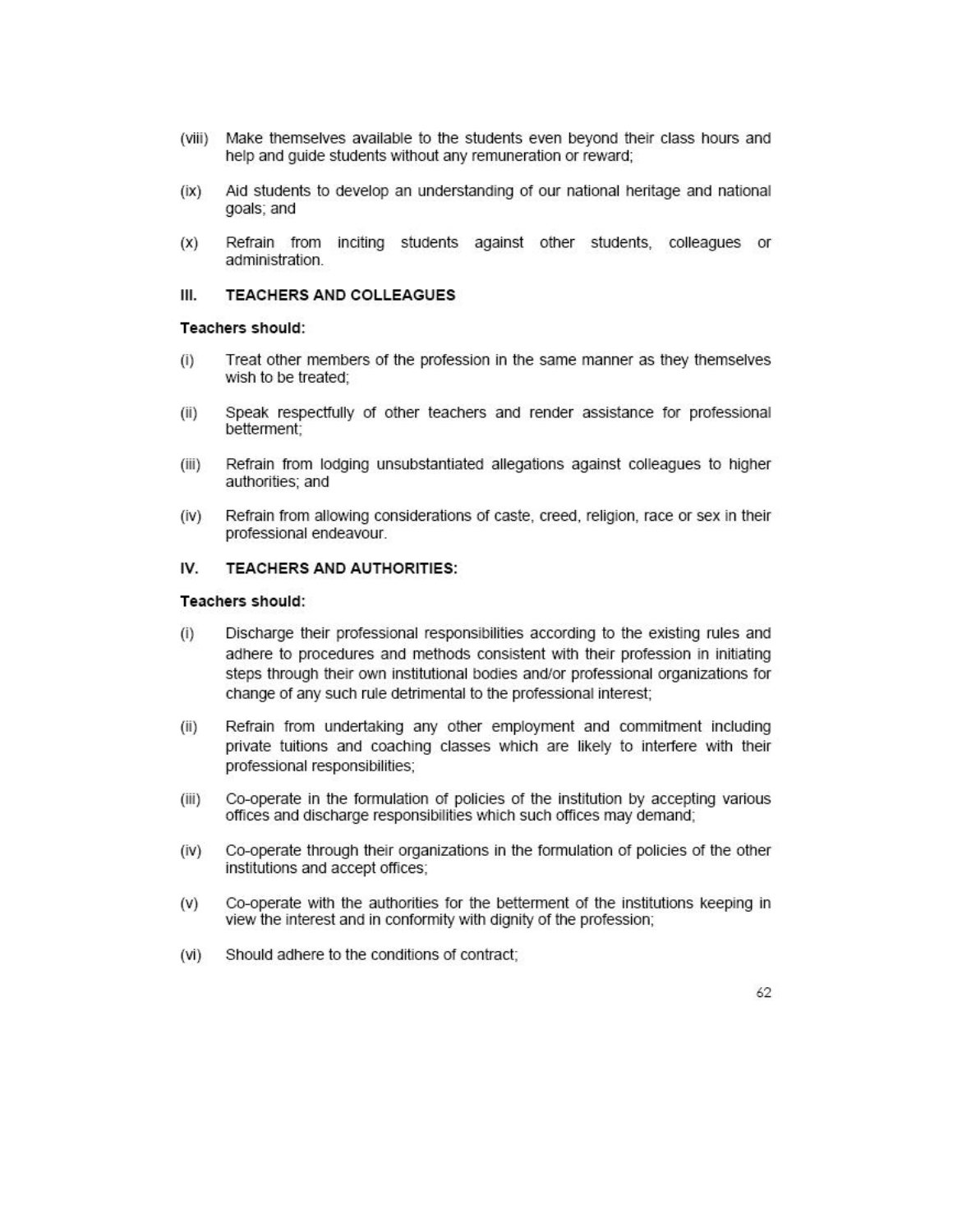(viii) Make themselves available to the students even beyond their class hours and help and guide students without any remuneration or reward;

(ix) Aid students to develop an understanding of our national heritage and national goals; and

(x) Refrain from inciting students against other students, colleagues or administration.

## III. TEACHERS AND COLLEAGUES

**Teachers should:**

(i) Treat other members of the profession in the same manner as they themselves wish to be treated;

(ii) Speak respectfully of other teachers and render assistance for professional betterment;

(iii) Refrain from lodging unsubstantiated allegations against colleagues to higher authorities; and

(iv) Refrain from allowing considerations of caste, creed, religion, race or sex in their professional endeavour.

## IV. TEACHERS AND AUTHORITIES:

**Teachers should:**

(i) Discharge their professional responsibilities according to the existing rules and adhere to procedures and methods consistent with their profession in initiating steps through their own institutional bodies and/or professional organizations for change of any such rule detrimental to the professional interest;

(ii) Refrain from undertaking any other employment and commitment including private tuitions and coaching classes which are likely to interfere with their professional responsibilities;

(iii) Co-operate in the formulation of policies of the institution by accepting various offices and discharge responsibilities which such offices may demand;

(iv) Co-operate through their organizations in the formulation of policies of the other institutions and accept offices;

(v) Co-operate with the authorities for the betterment of the institutions keeping in view the interest and in conformity with dignity of the profession;

(vi) Should adhere to the conditions of contract;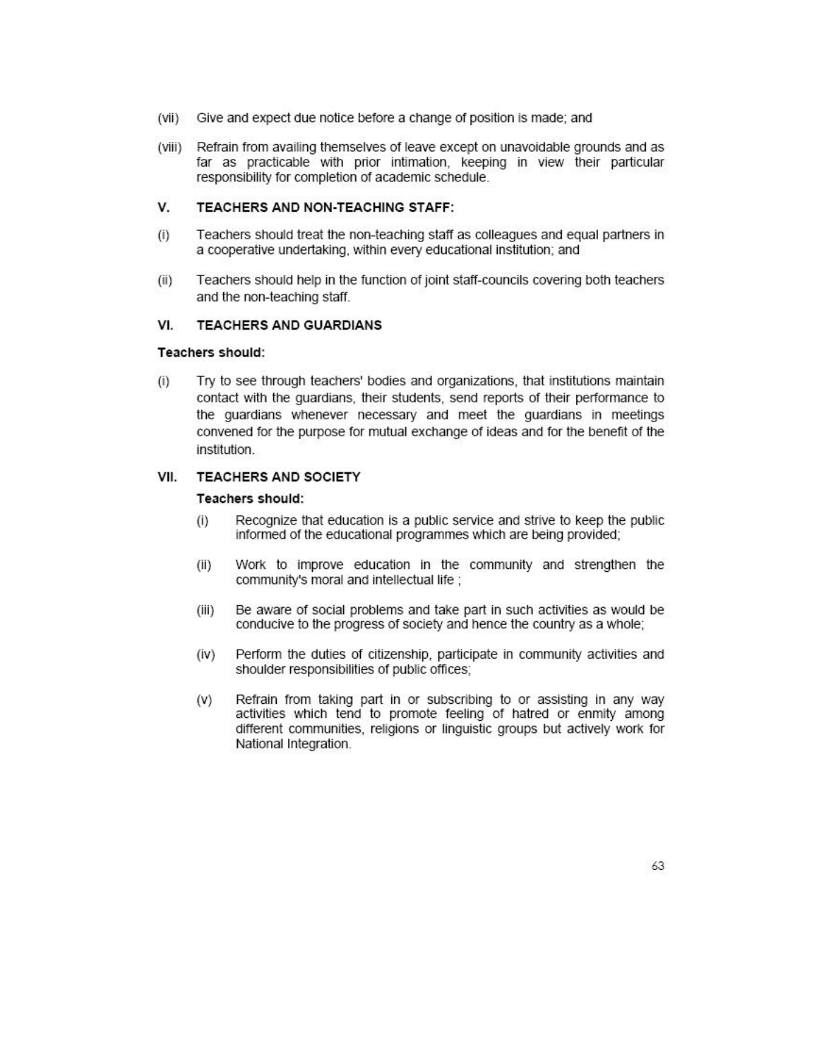(vii) Give and expect due notice before a change of position is made; and

(viii) Refrain from availing themselves of leave except on unavoidable grounds and as far as practicable with prior intimation, keeping in view their particular responsibility for completion of academic schedule.

## V. TEACHERS AND NON-TEACHING STAFF:

(i) Teachers should treat the non-teaching staff as colleagues and equal partners in a cooperative undertaking, within every educational institution; and

(ii) Teachers should help in the function of joint staff-councils covering both teachers and the non-teaching staff.

## VI. TEACHERS AND GUARDIANS

**Teachers should:**

(i) Try to see through teachers' bodies and organizations, that institutions maintain contact with the guardians, their students, send reports of their performance to the guardians whenever necessary and meet the guardians in meetings convened for the purpose for mutual exchange of ideas and for the benefit of the institution.

## VII. TEACHERS AND SOCIETY

**Teachers should:**

(i) Recognize that education is a public service and strive to keep the public informed of the educational programmes which are being provided;

(ii) Work to improve education in the community and strengthen the community's moral and intellectual life ;

(iii) Be aware of social problems and take part in such activities as would be conducive to the progress of society and hence the country as a whole;

(iv) Perform the duties of citizenship, participate in community activities and shoulder responsibilities of public offices;

(v) Refrain from taking part in or subscribing to or assisting in any way activities which tend to promote feeling of hatred or enmity among different communities, religions or linguistic groups but actively work for National Integration.